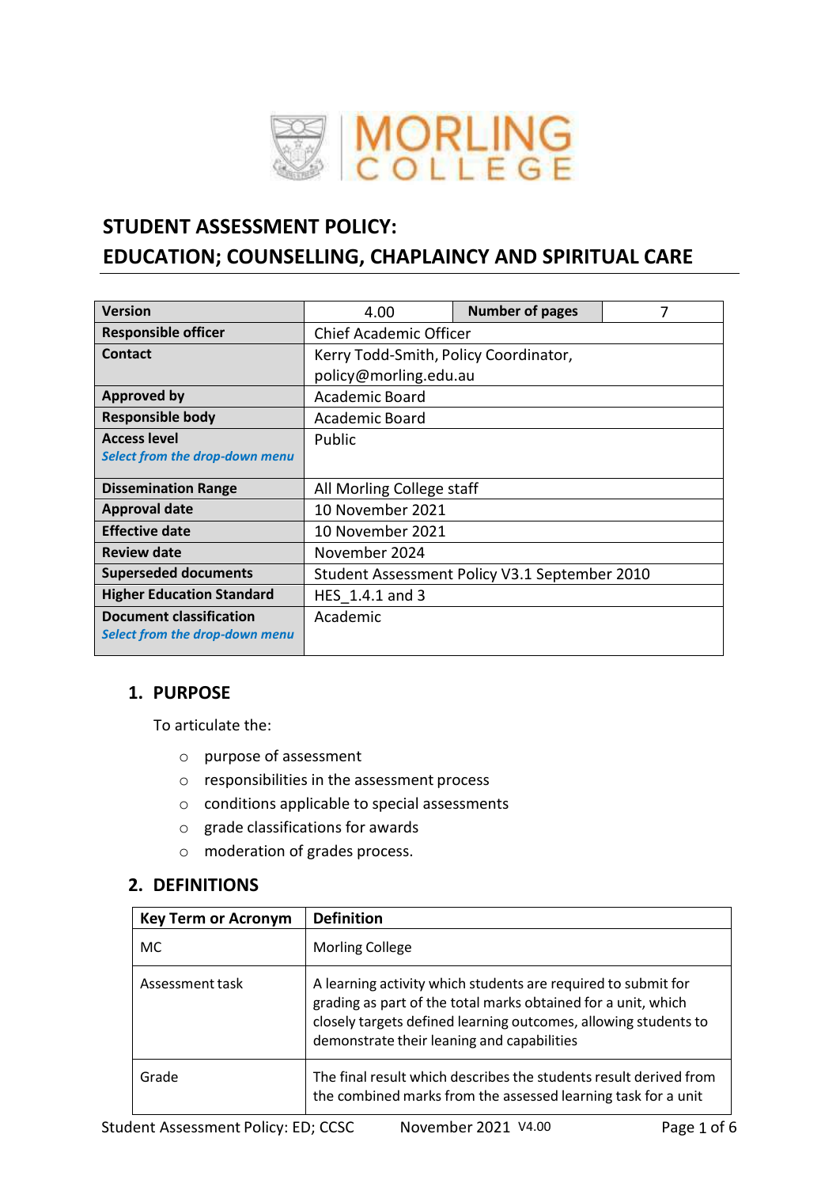# STUDENT ASSESSMENT POLICY: EDUCATION; COUNSELLING, CHAPLAINCY AND SPIRITUAL CARE

| Version | 4.00 | Number of pages | 7 |
|---|---|---|---|
| Responsible officer | Chief Academic Officer | | |
| Contact | Kerry Todd-Smith, Policy Coordinator, policy@morling.edu.au | | |
| Approved by | Academic Board | | |
| Responsible body | Academic Board | | |
| Access level *Select from the drop-down menu* | Public | | |
| Dissemination Range | All Morling College staff | | |
| Approval date | 10 November 2021 | | |
| Effective date | 10 November 2021 | | |
| Review date | November 2024 | | |
| Superseded documents | Student Assessment Policy V3.1 September 2010 | | |
| Higher Education Standard | HES_1.4.1 and 3 | | |
| Document classification *Select from the drop-down menu* | Academic | | |

## 1. PURPOSE

To articulate the:

- purpose of assessment
- responsibilities in the assessment process
- conditions applicable to special assessments
- grade classifications for awards
- moderation of grades process.

## 2. DEFINITIONS

| Key Term or Acronym | Definition |
|---|---|
| MC | Morling College |
| Assessment task | A learning activity which students are required to submit for grading as part of the total marks obtained for a unit, which closely targets defined learning outcomes, allowing students to demonstrate their leaning and capabilities |
| Grade | The final result which describes the students result derived from the combined marks from the assessed learning task for a unit |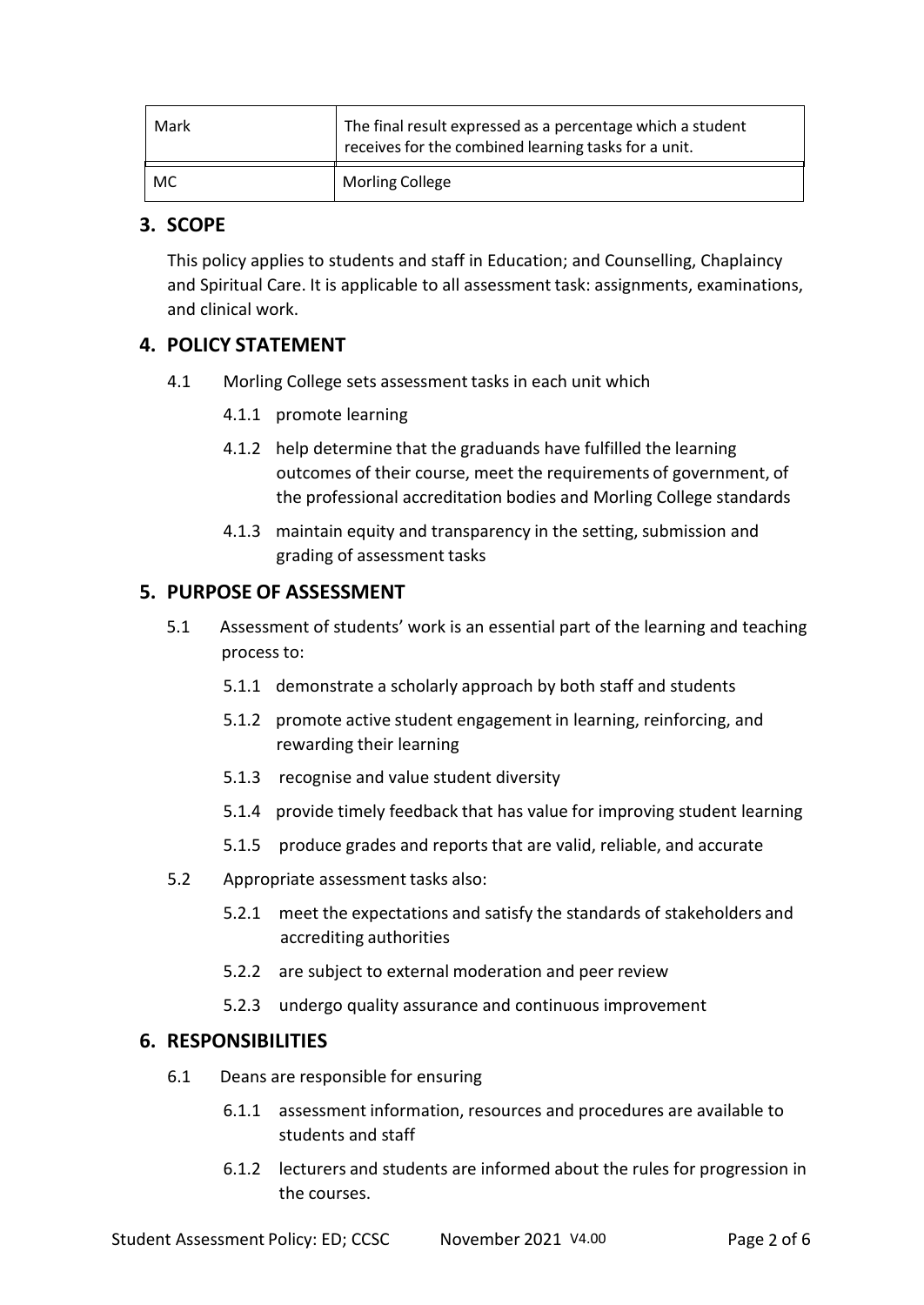| Mark | The final result expressed as a percentage which a student receives for the combined learning tasks for a unit. |
| --- | --- |
| MC | Morling College |

## 3. SCOPE

This policy applies to students and staff in Education; and Counselling, Chaplaincy and Spiritual Care. It is applicable to all assessment task: assignments, examinations, and clinical work.

## 4. POLICY STATEMENT

4.1 Morling College sets assessment tasks in each unit which

- 4.1.1 promote learning
- 4.1.2 help determine that the graduands have fulfilled the learning outcomes of their course, meet the requirements of government, of the professional accreditation bodies and Morling College standards
- 4.1.3 maintain equity and transparency in the setting, submission and grading of assessment tasks

## 5. PURPOSE OF ASSESSMENT

5.1 Assessment of students' work is an essential part of the learning and teaching process to:

- 5.1.1 demonstrate a scholarly approach by both staff and students
- 5.1.2 promote active student engagement in learning, reinforcing, and rewarding their learning
- 5.1.3 recognise and value student diversity
- 5.1.4 provide timely feedback that has value for improving student learning
- 5.1.5 produce grades and reports that are valid, reliable, and accurate

5.2 Appropriate assessment tasks also:

- 5.2.1 meet the expectations and satisfy the standards of stakeholders and accrediting authorities
- 5.2.2 are subject to external moderation and peer review
- 5.2.3 undergo quality assurance and continuous improvement

## 6. RESPONSIBILITIES

6.1 Deans are responsible for ensuring

- 6.1.1 assessment information, resources and procedures are available to students and staff
- 6.1.2 lecturers and students are informed about the rules for progression in the courses.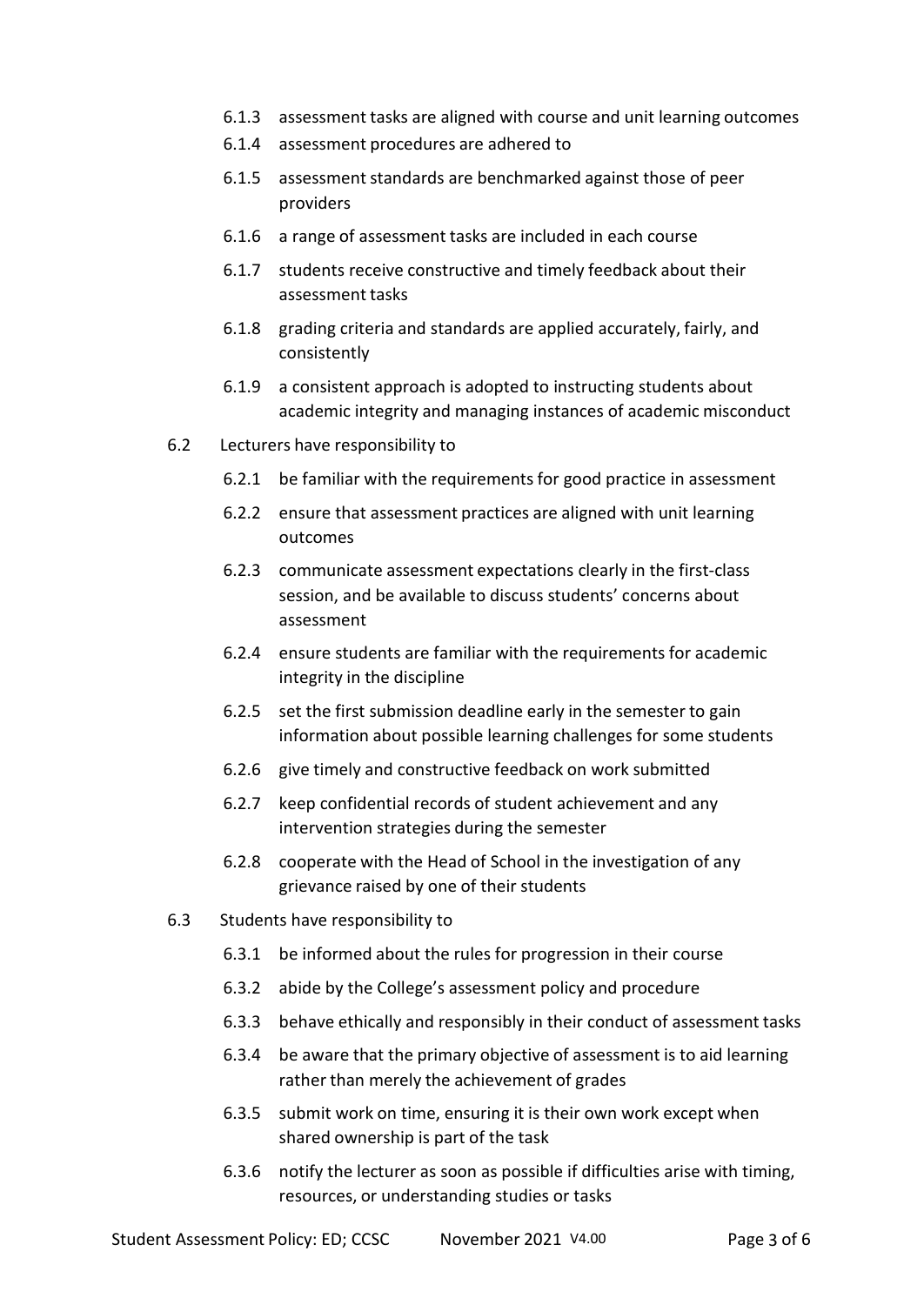6.1.3 assessment tasks are aligned with course and unit learning outcomes

6.1.4 assessment procedures are adhered to

6.1.5 assessment standards are benchmarked against those of peer providers

6.1.6 a range of assessment tasks are included in each course

6.1.7 students receive constructive and timely feedback about their assessment tasks

6.1.8 grading criteria and standards are applied accurately, fairly, and consistently

6.1.9 a consistent approach is adopted to instructing students about academic integrity and managing instances of academic misconduct

6.2 Lecturers have responsibility to

6.2.1 be familiar with the requirements for good practice in assessment

6.2.2 ensure that assessment practices are aligned with unit learning outcomes

6.2.3 communicate assessment expectations clearly in the first-class session, and be available to discuss students' concerns about assessment

6.2.4 ensure students are familiar with the requirements for academic integrity in the discipline

6.2.5 set the first submission deadline early in the semester to gain information about possible learning challenges for some students

6.2.6 give timely and constructive feedback on work submitted

6.2.7 keep confidential records of student achievement and any intervention strategies during the semester

6.2.8 cooperate with the Head of School in the investigation of any grievance raised by one of their students

6.3 Students have responsibility to

6.3.1 be informed about the rules for progression in their course

6.3.2 abide by the College's assessment policy and procedure

6.3.3 behave ethically and responsibly in their conduct of assessment tasks

6.3.4 be aware that the primary objective of assessment is to aid learning rather than merely the achievement of grades

6.3.5 submit work on time, ensuring it is their own work except when shared ownership is part of the task

6.3.6 notify the lecturer as soon as possible if difficulties arise with timing, resources, or understanding studies or tasks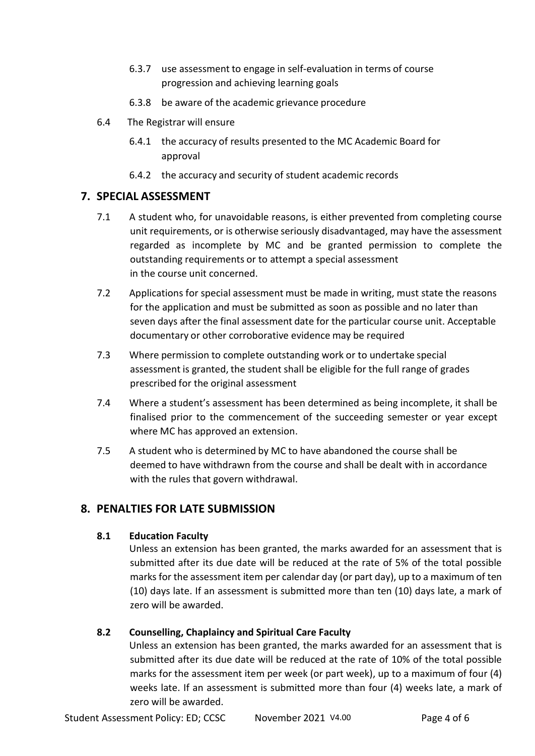6.3.7 use assessment to engage in self-evaluation in terms of course progression and achieving learning goals

6.3.8 be aware of the academic grievance procedure

6.4 The Registrar will ensure

6.4.1 the accuracy of results presented to the MC Academic Board for approval

6.4.2 the accuracy and security of student academic records

## 7. SPECIAL ASSESSMENT

7.1 A student who, for unavoidable reasons, is either prevented from completing course unit requirements, or is otherwise seriously disadvantaged, may have the assessment regarded as incomplete by MC and be granted permission to complete the outstanding requirements or to attempt a special assessment in the course unit concerned.

7.2 Applications for special assessment must be made in writing, must state the reasons for the application and must be submitted as soon as possible and no later than seven days after the final assessment date for the particular course unit. Acceptable documentary or other corroborative evidence may be required

7.3 Where permission to complete outstanding work or to undertake special assessment is granted, the student shall be eligible for the full range of grades prescribed for the original assessment

7.4 Where a student's assessment has been determined as being incomplete, it shall be finalised prior to the commencement of the succeeding semester or year except where MC has approved an extension.

7.5 A student who is determined by MC to have abandoned the course shall be deemed to have withdrawn from the course and shall be dealt with in accordance with the rules that govern withdrawal.

## 8. PENALTIES FOR LATE SUBMISSION

### 8.1 Education Faculty

Unless an extension has been granted, the marks awarded for an assessment that is submitted after its due date will be reduced at the rate of 5% of the total possible marks for the assessment item per calendar day (or part day), up to a maximum of ten (10) days late. If an assessment is submitted more than ten (10) days late, a mark of zero will be awarded.

### 8.2 Counselling, Chaplaincy and Spiritual Care Faculty

Unless an extension has been granted, the marks awarded for an assessment that is submitted after its due date will be reduced at the rate of 10% of the total possible marks for the assessment item per week (or part week), up to a maximum of four (4) weeks late. If an assessment is submitted more than four (4) weeks late, a mark of zero will be awarded.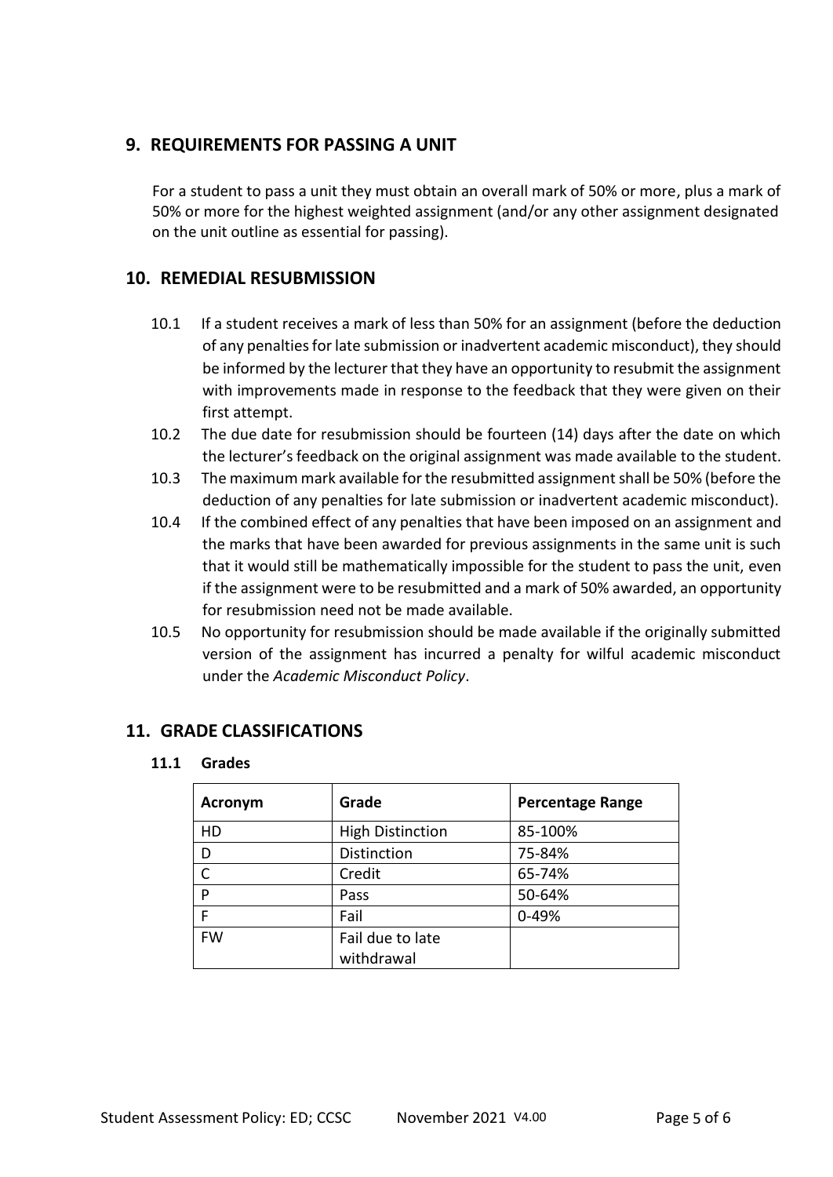## 9. REQUIREMENTS FOR PASSING A UNIT

For a student to pass a unit they must obtain an overall mark of 50% or more, plus a mark of 50% or more for the highest weighted assignment (and/or any other assignment designated on the unit outline as essential for passing).

## 10. REMEDIAL RESUBMISSION

10.1 If a student receives a mark of less than 50% for an assignment (before the deduction of any penalties for late submission or inadvertent academic misconduct), they should be informed by the lecturer that they have an opportunity to resubmit the assignment with improvements made in response to the feedback that they were given on their first attempt.

10.2 The due date for resubmission should be fourteen (14) days after the date on which the lecturer's feedback on the original assignment was made available to the student.

10.3 The maximum mark available for the resubmitted assignment shall be 50% (before the deduction of any penalties for late submission or inadvertent academic misconduct).

10.4 If the combined effect of any penalties that have been imposed on an assignment and the marks that have been awarded for previous assignments in the same unit is such that it would still be mathematically impossible for the student to pass the unit, even if the assignment were to be resubmitted and a mark of 50% awarded, an opportunity for resubmission need not be made available.

10.5 No opportunity for resubmission should be made available if the originally submitted version of the assignment has incurred a penalty for wilful academic misconduct under the *Academic Misconduct Policy*.

## 11. GRADE CLASSIFICATIONS

### 11.1 Grades

| Acronym | Grade | Percentage Range |
|---|---|---|
| HD | High Distinction | 85-100% |
| D | Distinction | 75-84% |
| C | Credit | 65-74% |
| P | Pass | 50-64% |
| F | Fail | 0-49% |
| FW | Fail due to late withdrawal | |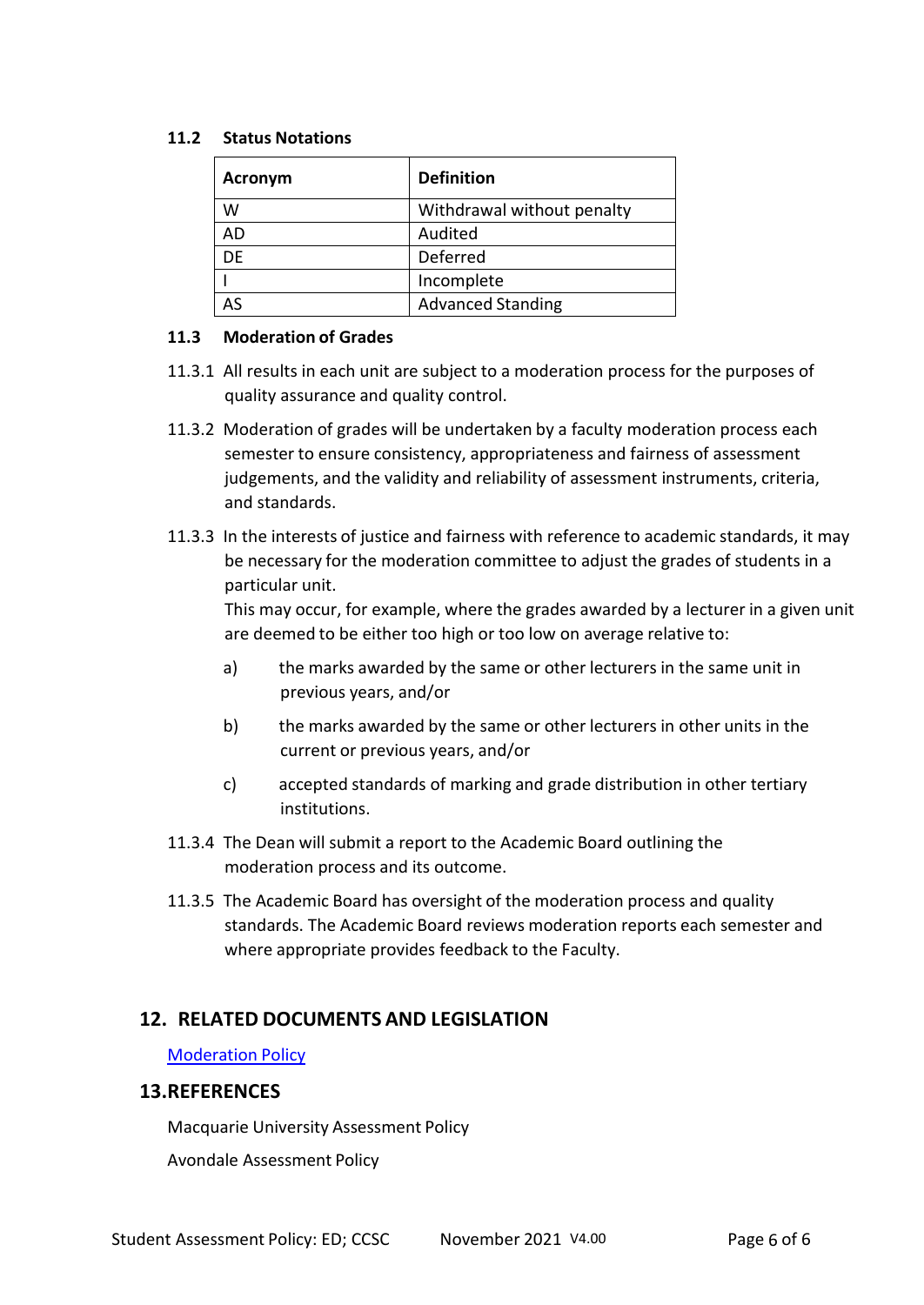### 11.2 Status Notations

| Acronym | Definition |
|---|---|
| W | Withdrawal without penalty |
| AD | Audited |
| DE | Deferred |
| I | Incomplete |
| AS | Advanced Standing |

### 11.3 Moderation of Grades

11.3.1 All results in each unit are subject to a moderation process for the purposes of quality assurance and quality control.

11.3.2 Moderation of grades will be undertaken by a faculty moderation process each semester to ensure consistency, appropriateness and fairness of assessment judgements, and the validity and reliability of assessment instruments, criteria, and standards.

11.3.3 In the interests of justice and fairness with reference to academic standards, it may be necessary for the moderation committee to adjust the grades of students in a particular unit.
This may occur, for example, where the grades awarded by a lecturer in a given unit are deemed to be either too high or too low on average relative to:

a) the marks awarded by the same or other lecturers in the same unit in previous years, and/or

b) the marks awarded by the same or other lecturers in other units in the current or previous years, and/or

c) accepted standards of marking and grade distribution in other tertiary institutions.

11.3.4 The Dean will submit a report to the Academic Board outlining the moderation process and its outcome.

11.3.5 The Academic Board has oversight of the moderation process and quality standards. The Academic Board reviews moderation reports each semester and where appropriate provides feedback to the Faculty.

## 12. RELATED DOCUMENTS AND LEGISLATION

Moderation Policy

## 13. REFERENCES

Macquarie University Assessment Policy

Avondale Assessment Policy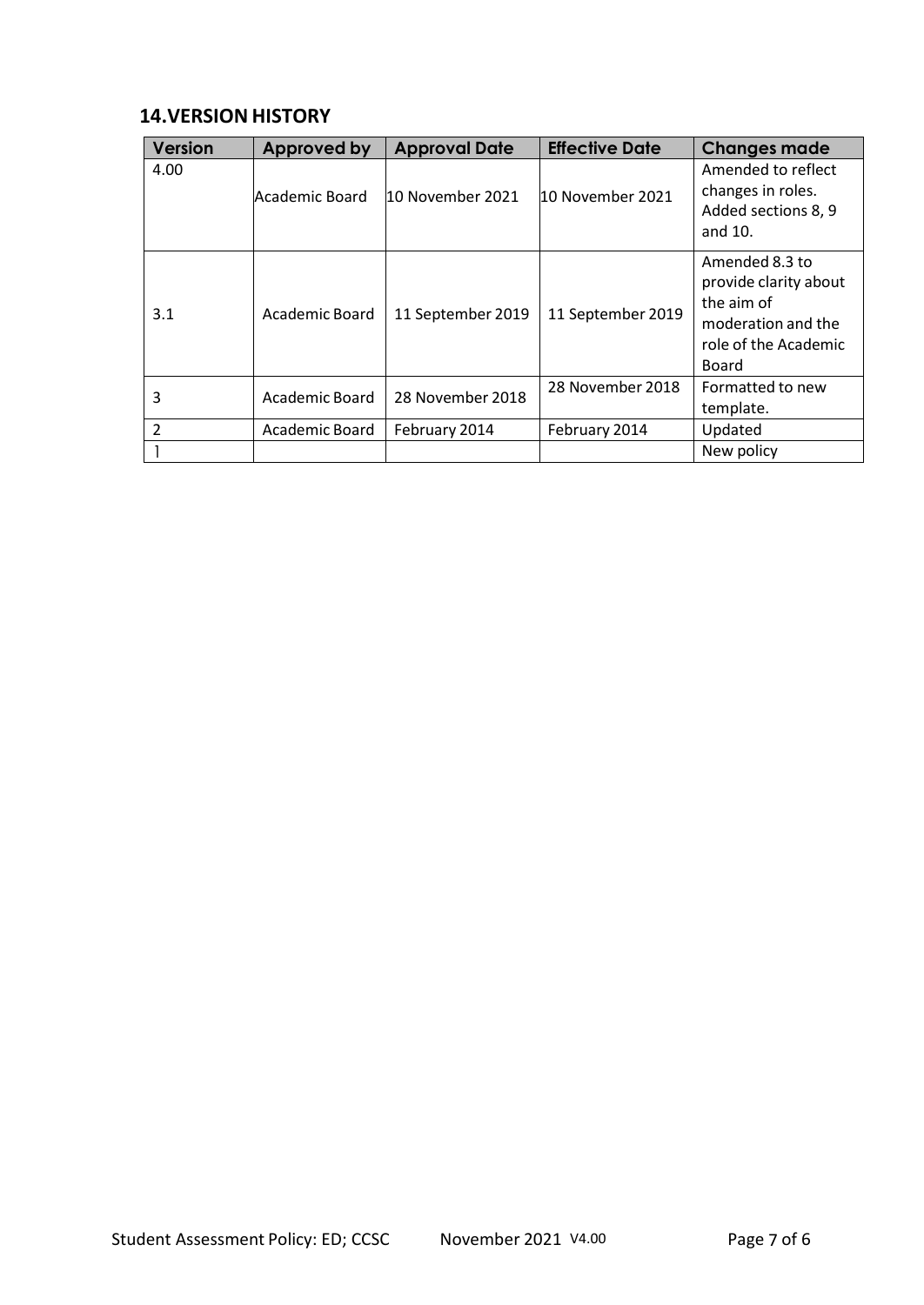## 14. VERSION HISTORY

| Version | Approved by | Approval Date | Effective Date | Changes made |
|---|---|---|---|---|
| 4.00 | Academic Board | 10 November 2021 | 10 November 2021 | Amended to reflect changes in roles. Added sections 8, 9 and 10. |
| 3.1 | Academic Board | 11 September 2019 | 11 September 2019 | Amended 8.3 to provide clarity about the aim of moderation and the role of the Academic Board |
| 3 | Academic Board | 28 November 2018 | 28 November 2018 | Formatted to new template. |
| 2 | Academic Board | February 2014 | February 2014 | Updated |
| 1 | | | | New policy |